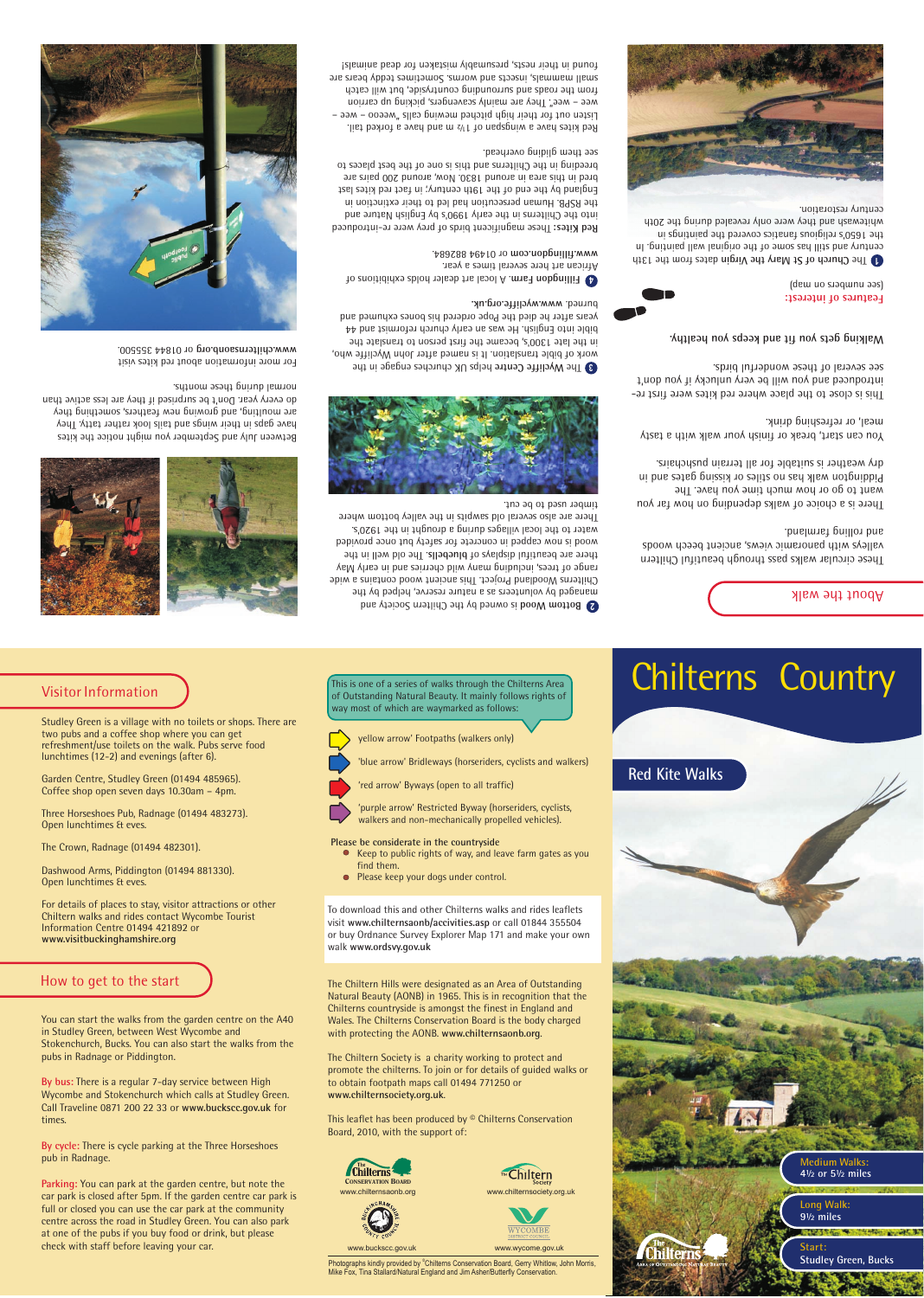# Chilterns Country

## Red Kite Walks

**Medium Walks:** 4½ or 5½ miles

**Long Walk:** 9½ miles

**Start:** Studley Green, Bucks

## About the walk

These circular walks pass through beautiful Chiltern valleys with panoramic views, ancient beech woods and rolling farmland.

There is a choice of walks depending on how far you want to go or how much time you have. The Piddington walk has no stiles or kissing gates and in dry weather is suitable for all terrain pushchairs.

You can start, break or finish your walk with a tasty meal, or refreshing drink.

This is close to the place where red kites were first re-introduced and you will be very unlucky if you don't see several of these wonderful birds.

Walking gets you fit and keeps you healthy.

### Features of interest:

(see numbers on map)

**1** The **Church of St Mary the Virgin** dates from the 13th century and still has some of the original wall painting. In the 1650's religious fanatics covered the paintings in whitewash and they were only revealed during the 20th century restoration.

**2** **Bottom Wood** is owned by the Chiltern Society and managed by volunteers as a nature reserve, helped by the Chilterns Woodland Project. This ancient wood contains a wide range of trees, including many wild cherries and in early May there are beautiful displays of **bluebells**. The old well in the wood is now capped in concrete for safety but once provided water to the local villages during a drought in the 1920's. There are also several old sawpits in the valley bottom where timber used to be cut.

**3** The **Wycliffe Centre** helps UK churches engage in the work of bible translation. It is named after John Wycliffe who, in the late 1300's, became the first person to translate the bible into English. He was an early church reformist and 44 years after he died the Pope ordered his bones exhumed and burned. www.wycliffe.org.uk.

**4** **Fillingdon Farm.** A local art dealer holds exhibitions of African art here several times a year. **www.fillingdon.com** or 01494 882684.

**Red Kites:** These magnificent birds of prey were re-introduced into the Chilterns in the early 1990's by English Nature and the RSPB. Human persecution had led to their extinction in England by the end of the 19th century; in fact red kites last bred in this area in around 1830. Now, around 200 pairs are breeding in the Chilterns and this is one of the best places to see them gliding overhead.

Red kites have a wingspan of 1½ m and have a forked tail. Listen out for their high pitched mewing calls "weeoo – wee – wee – wee". They are mainly scavengers, picking up carrion from the roads and surrounding countryside, but will catch small mammals, insects and worms. Sometimes teddy bears are found in their nests, presumably mistaken for dead animals!

Between July and September you might notice the kites have gaps in their wings and tails look rather tatty. They are moulting, and growing new feathers, something they do every year. Don't be surprised if they are less active than normal during these months.

For more information about red kites visit **www.chilternsaonb.org** or 01844 355500.

## Visitor Information

Studley Green is a village with no toilets or shops. There are two pubs and a coffee shop where you can get refreshment/use toilets on the walk. Pubs serve food lunchtimes (12-2) and evenings (after 6).

Garden Centre, Studley Green (01494 485965). Coffee shop open seven days 10.30am – 4pm.

Three Horseshoes Pub, Radnage (01494 483273). Open lunchtimes & eves.

The Crown, Radnage (01494 482301).

Dashwood Arms, Piddington (01494 881330). Open lunchtimes & eves.

For details of places to stay, visitor attractions or other Chiltern walks and rides contact Wycombe Tourist Information Centre 01494 421892 or **www.visitbuckinghamshire.org**

## How to get to the start

You can start the walks from the garden centre on the A40 in Studley Green, between West Wycombe and Stokenchurch, Bucks. You can also start the walks from the pubs in Radnage or Piddington.

**By bus:** There is a regular 7-day service between High Wycombe and Stokenchurch which calls at Studley Green. Call Traveline 0871 200 22 33 or **www.buckscc.gov.uk** for times.

**By cycle:** There is cycle parking at the Three Horseshoes pub in Radnage.

**Parking:** You can park at the garden centre, but note the car park is closed after 5pm. If the garden centre car park is full or closed you can use the car park at the community centre across the road in Studley Green. You can also park at one of the pubs if you buy food or drink, but please check with staff before leaving your car.

This is one of a series of walks through the Chilterns Area of Outstanding Natural Beauty. It mainly follows rights of way most of which are waymarked as follows:

- 'yellow arrow' Footpaths (walkers only)
- 'blue arrow' Bridleways (horseriders, cyclists and walkers)
- 'red arrow' Byways (open to all traffic)
- 'purple arrow' Restricted Byway (horseriders, cyclists, walkers and non-mechanically propelled vehicles).

**Please be considerate in the countryside**

- Keep to public rights of way, and leave farm gates as you find them.
- Please keep your dogs under control.

To download this and other Chilterns walks and rides leaflets visit **www.chilternsaonb.org/accivities.asp** or call 01844 355504 or buy Ordnance Survey Explorer Map 171 and make your own walk **www.ordsvy.gov.uk**

The Chiltern Hills were designated as an Area of Outstanding Natural Beauty (AONB) in 1965. This is in recognition that the Chilterns countryside is amongst the finest in England and Wales. The Chilterns Conservation Board is the body charged with protecting the AONB. **www.chilternsaonb.org.**

The Chiltern Society is a charity working to protect and promote the chilterns. To join or for details of guided walks or to obtain footpath maps call 01494 771250 or **www.chilternsociety.org.uk.**

This leaflet has been produced by © Chilterns Conservation Board, 2010, with the support of:

www.chilternsaonb.org — www.chilternsociety.org.uk — www.buckscc.gov.uk — www.wycome.gov.uk

Photographs kindly provided by ©Chilterns Conservation Board, Gerry Whitlow, John Morris, Mike Fox, Tina Stallard/Natural England and Jim Asher/Butterfly Conservation.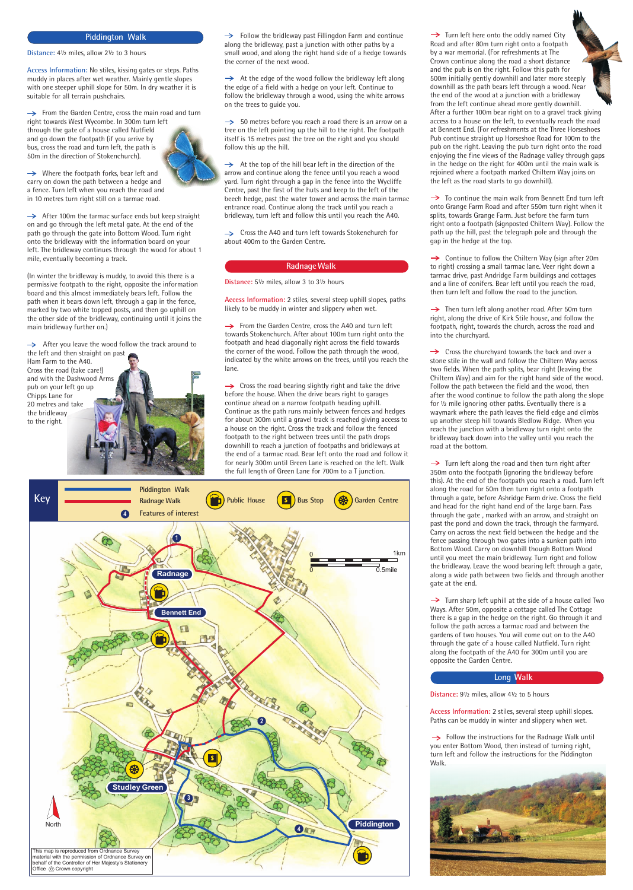## Piddington Walk

Distance: 4½ miles, allow 2½ to 3 hours

Access Information: No stiles, kissing gates or steps. Paths muddy in places after wet weather. Mainly gentle slopes with one steeper uphill slope for 50m. In dry weather it is suitable for all terrain pushchairs.

→ From the Garden Centre, cross the main road and turn right towards West Wycombe. In 300m turn left through the gate of a house called Nutfield and go down the footpath (if you arrive by bus, cross the road and turn left, the path is 50m in the direction of Stokenchurch).

→ Where the footpath forks, bear left and carry on down the path between a hedge and a fence. Turn left when you reach the road and in 10 metres turn right still on a tarmac road.

→ After 100m the tarmac surface ends but keep straight on and go through the left metal gate. At the end of the path go through the gate into Bottom Wood. Turn right onto the bridleway with the information board on your left. The bridleway continues through the wood for about 1 mile, eventually becoming a track.

(In winter the bridleway is muddy, to avoid this there is a permissive footpath to the right, opposite the information board and this almost immediately bears left. Follow the path when it bears down left, through a gap in the fence, marked by two white topped posts, and then go uphill on the other side of the bridleway, continuing until it joins the main bridleway further on.)

→ After you leave the wood follow the track around to the left and then straight on past Ham Farm to the A40. Cross the road (take care!) and with the Dashwood Arms pub on your left go up Chipps Lane for 20 metres and take the bridleway to the right.

→ Follow the bridleway past Fillingdon Farm and continue along the bridleway, past a junction with other paths by a small wood, and along the right hand side of a hedge towards the corner of the next wood.

→ At the edge of the wood follow the bridleway left along the edge of a field with a hedge on your left. Continue to follow the bridleway through a wood, using the white arrows on the trees to guide you.

→ 50 metres before you reach a road there is an arrow on a tree on the left pointing up the hill to the right. The footpath itself is 15 metres past the tree on the right and you should follow this up the hill.

→ At the top of the hill bear left in the direction of the arrow and continue along the fence until you reach a wood yard. Turn right through a gap in the fence into the Wycliffe Centre, past the first of the huts and keep to the left of the beech hedge, past the water tower and across the main tarmac entrance road. Continue along the track until you reach a bridleway, turn left and follow this until you reach the A40.

→ Cross the A40 and turn left towards Stokenchurch for about 400m to the Garden Centre.

## Radnage Walk

Distance: 5½ miles, allow 3 to 3½ hours

Access Information: 2 stiles, several steep uphill slopes, paths likely to be muddy in winter and slippery when wet.

→ From the Garden Centre, cross the A40 and turn left towards Stokenchurch. After about 100m turn right onto the footpath and head diagonally right across the field towards the corner of the wood. Follow the path through the wood, indicated by the white arrows on the trees, until you reach the lane.

→ Cross the road bearing slightly right and take the drive before the house. When the drive bears right to garages continue ahead on a narrow footpath heading uphill. Continue as the path runs mainly between fences and hedges for about 300m until a gravel track is reached giving access to a house on the right. Cross the track and follow the fenced footpath to the right between trees until the path drops downhill to reach a junction of footpaths and bridleways at the end of a tarmac road. Bear left onto the road and follow it for nearly 300m until Green Lane is reached on the left. Walk the full length of Green Lane for 700m to a T junction.

→ Turn left here onto the oddly named City Road and after 80m turn right onto a footpath by a war memorial. (For refreshments at The Crown continue along the road a short distance and the pub is on the right. Follow this path for 500m initially gently downhill and later more steeply downhill as the path bears left through a wood. Near the end of the wood at a junction with a bridleway from the right continue ahead more gently downhill. After a further 100m bear right on to a gravel track giving access to a house on the left, to eventually reach the road at Bennett End. (For refreshments at the Three Horseshoes Pub continue straight up Horseshoe Road for 100m to the pub on the right. Leaving the pub turn right onto the road enjoying the fine views of the Radnage valley through gaps in the hedge on the right for 400m until the main walk is rejoined where a footpath marked Chiltern Way joins on the left as the road starts to go downhill).

→ To continue the main walk from Bennett End turn left onto Grange Farm Road and after 550m turn right when it splits, towards Grange Farm. Just before the farm turn right onto a footpath (signposted Chiltern Way). Follow the path up the hill, past the telegraph pole and through the gap in the hedge at the top.

→ Continue to follow the Chiltern Way (sign after 20m to right) crossing a small tarmac lane. Veer right down a tarmac drive, past Andridge Farm buildings and cottages and a line of conifers. Bear left until you reach the road, then turn left and follow the road to the junction.

→ Then turn left along another road. After 50m turn right, along the drive of Kirk Stile house, and follow the footpath, right, towards the church, across the road and into the churchyard.

→ Cross the churchyard towards the back and over a stone stile in the wall and follow the Chiltern Way across two fields. When the path splits, bear right (leaving the Chiltern Way) and aim for the right hand side of the wood. Follow the path between the field and the wood, then after the wood continue to follow the path along the slope for ½ mile ignoring other paths. Eventually there is a waymark where the path leaves the field edge and climbs up another steep hill towards Bledlow Ridge. When you reach the junction with a bridleway turn right onto the bridleway back down into the valley until you reach the road at the bottom.

→ Turn left along the road and then turn right after 350m onto the footpath (ignoring the bridleway before this). At the end of the footpath you reach a road. Turn left along the road for 50m then turn right onto a footpath through a gate, before Ashridge Farm drive. Cross the field and head for the right hand end of the large barn. Pass through the gate , marked with an arrow, and straight on past the pond and down the track, through the farmyard. Carry on across the next field between the hedge and the fence passing through two gates into a sunken path into Bottom Wood. Carry on downhill though Bottom Wood until you meet the main bridleway. Turn right and follow the bridleway. Leave the wood bearing left through a gate, along a wide path between two fields and through another gate at the end.

→ Turn sharp left uphill at the side of a house called Two Ways. After 50m, opposite a cottage called The Cottage there is a gap in the hedge on the right. Go through it and follow the path across a tarmac road and between the gardens of two houses. You will come out on to the A40 through the gate of a house called Nutfield. Turn right along the footpath of the A40 for 300m until you are opposite the Garden Centre.

## Long Walk

Distance: 9½ miles, allow 4½ to 5 hours

Access Information: 2 stiles, several steep uphill slopes. Paths can be muddy in winter and slippery when wet.

→ Follow the instructions for the Radnage Walk until you enter Bottom Wood, then instead of turning right, turn left and follow the instructions for the Piddington Walk.

## Key

- Piddington Walk
- Radnage Walk
- 4 Features of interest
- Public House
- Bus Stop
- Garden Centre

Radnage
Bennett End
Studley Green
Piddington
North
0 1km
0 0.5mile

This map is reproduced from Ordnance Survey material with the permission of Ordnance Survey on behalf of the Controller of Her Majesty's Stationery Office © Crown copyright